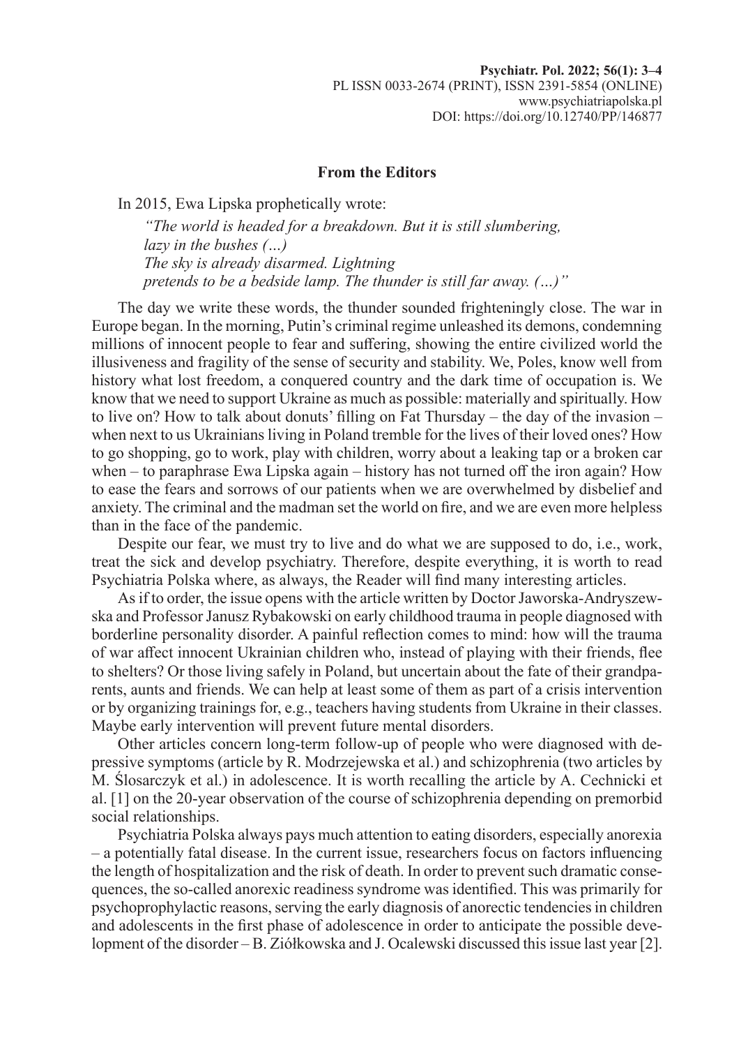## From the Editors

In 2015, Ewa Lipska prophetically wrote:

> *"The world is headed for a breakdown. But it is still slumbering,*
> *lazy in the bushes (…)*
> *The sky is already disarmed. Lightning*
> *pretends to be a bedside lamp. The thunder is still far away. (…)"*

The day we write these words, the thunder sounded frighteningly close. The war in Europe began. In the morning, Putin's criminal regime unleashed its demons, condemning millions of innocent people to fear and suffering, showing the entire civilized world the illusiveness and fragility of the sense of security and stability. We, Poles, know well from history what lost freedom, a conquered country and the dark time of occupation is. We know that we need to support Ukraine as much as possible: materially and spiritually. How to live on? How to talk about donuts' filling on Fat Thursday – the day of the invasion – when next to us Ukrainians living in Poland tremble for the lives of their loved ones? How to go shopping, go to work, play with children, worry about a leaking tap or a broken car when – to paraphrase Ewa Lipska again – history has not turned off the iron again? How to ease the fears and sorrows of our patients when we are overwhelmed by disbelief and anxiety. The criminal and the madman set the world on fire, and we are even more helpless than in the face of the pandemic.

Despite our fear, we must try to live and do what we are supposed to do, i.e., work, treat the sick and develop psychiatry. Therefore, despite everything, it is worth to read Psychiatria Polska where, as always, the Reader will find many interesting articles.

As if to order, the issue opens with the article written by Doctor Jaworska-Andryszewska and Professor Janusz Rybakowski on early childhood trauma in people diagnosed with borderline personality disorder. A painful reflection comes to mind: how will the trauma of war affect innocent Ukrainian children who, instead of playing with their friends, flee to shelters? Or those living safely in Poland, but uncertain about the fate of their grandparents, aunts and friends. We can help at least some of them as part of a crisis intervention or by organizing trainings for, e.g., teachers having students from Ukraine in their classes. Maybe early intervention will prevent future mental disorders.

Other articles concern long-term follow-up of people who were diagnosed with depressive symptoms (article by R. Modrzejewska et al.) and schizophrenia (two articles by M. Ślosarczyk et al.) in adolescence. It is worth recalling the article by A. Cechnicki et al. [1] on the 20-year observation of the course of schizophrenia depending on premorbid social relationships.

Psychiatria Polska always pays much attention to eating disorders, especially anorexia – a potentially fatal disease. In the current issue, researchers focus on factors influencing the length of hospitalization and the risk of death. In order to prevent such dramatic consequences, the so-called anorexic readiness syndrome was identified. This was primarily for psychoprophylactic reasons, serving the early diagnosis of anorectic tendencies in children and adolescents in the first phase of adolescence in order to anticipate the possible development of the disorder – B. Ziółkowska and J. Ocalewski discussed this issue last year [2].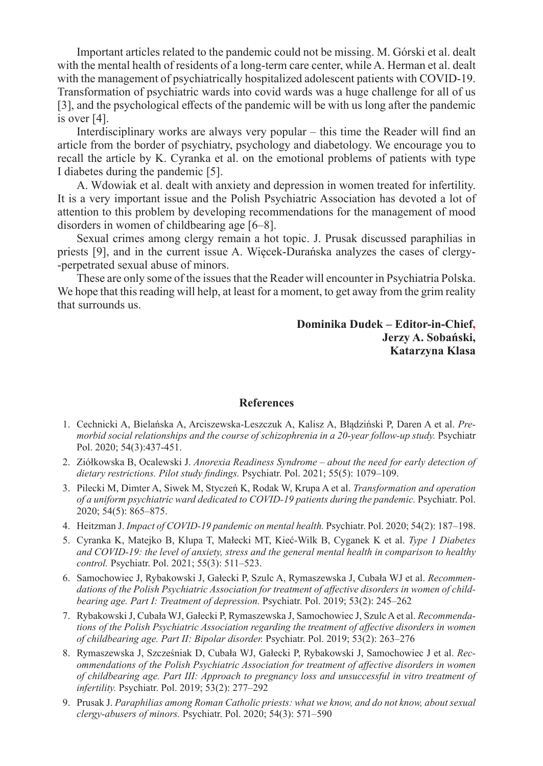Important articles related to the pandemic could not be missing. M. Górski et al. dealt with the mental health of residents of a long-term care center, while A. Herman et al. dealt with the management of psychiatrically hospitalized adolescent patients with COVID-19. Transformation of psychiatric wards into covid wards was a huge challenge for all of us [3], and the psychological effects of the pandemic will be with us long after the pandemic is over [4].

Interdisciplinary works are always very popular – this time the Reader will find an article from the border of psychiatry, psychology and diabetology. We encourage you to recall the article by K. Cyranka et al. on the emotional problems of patients with type I diabetes during the pandemic [5].

A. Wdowiak et al. dealt with anxiety and depression in women treated for infertility. It is a very important issue and the Polish Psychiatric Association has devoted a lot of attention to this problem by developing recommendations for the management of mood disorders in women of childbearing age [6–8].

Sexual crimes among clergy remain a hot topic. J. Prusak discussed paraphilias in priests [9], and in the current issue A. Więcek-Durańska analyzes the cases of clergy-perpetrated sexual abuse of minors.

These are only some of the issues that the Reader will encounter in Psychiatria Polska. We hope that this reading will help, at least for a moment, to get away from the grim reality that surrounds us.

**Dominika Dudek – Editor-in-Chief,**
**Jerzy A. Sobański,**
**Katarzyna Klasa**

## References

1. Cechnicki A, Bielańska A, Arciszewska-Leszczuk A, Kalisz A, Błądziński P, Daren A et al. *Premorbid social relationships and the course of schizophrenia in a 20-year follow-up study.* Psychiatr Pol. 2020; 54(3):437-451.
2. Ziółkowska B, Ocalewski J. *Anorexia Readiness Syndrome – about the need for early detection of dietary restrictions. Pilot study findings.* Psychiatr. Pol. 2021; 55(5): 1079–109.
3. Pilecki M, Dimter A, Siwek M, Styczeń K, Rodak W, Krupa A et al. *Transformation and operation of a uniform psychiatric ward dedicated to COVID-19 patients during the pandemic.* Psychiatr. Pol. 2020; 54(5): 865–875.
4. Heitzman J. *Impact of COVID-19 pandemic on mental health.* Psychiatr. Pol. 2020; 54(2): 187–198.
5. Cyranka K, Matejko B, Klupa T, Małecki MT, Kieć-Wilk B, Cyganek K et al. *Type 1 Diabetes and COVID-19: the level of anxiety, stress and the general mental health in comparison to healthy control.* Psychiatr. Pol. 2021; 55(3): 511–523.
6. Samochowiec J, Rybakowski J, Gałecki P, Szulc A, Rymaszewska J, Cubała WJ et al. *Recommendations of the Polish Psychiatric Association for treatment of affective disorders in women of childbearing age. Part I: Treatment of depression.* Psychiatr. Pol. 2019; 53(2): 245–262
7. Rybakowski J, Cubała WJ, Gałecki P, Rymaszewska J, Samochowiec J, Szulc A et al. *Recommendations of the Polish Psychiatric Association regarding the treatment of affective disorders in women of childbearing age. Part II: Bipolar disorder.* Psychiatr. Pol. 2019; 53(2): 263–276
8. Rymaszewska J, Szcześniak D, Cubała WJ, Gałecki P, Rybakowski J, Samochowiec J et al. *Recommendations of the Polish Psychiatric Association for treatment of affective disorders in women of childbearing age. Part III: Approach to pregnancy loss and unsuccessful in vitro treatment of infertility.* Psychiatr. Pol. 2019; 53(2): 277–292
9. Prusak J. *Paraphilias among Roman Catholic priests: what we know, and do not know, about sexual clergy-abusers of minors.* Psychiatr. Pol. 2020; 54(3): 571–590